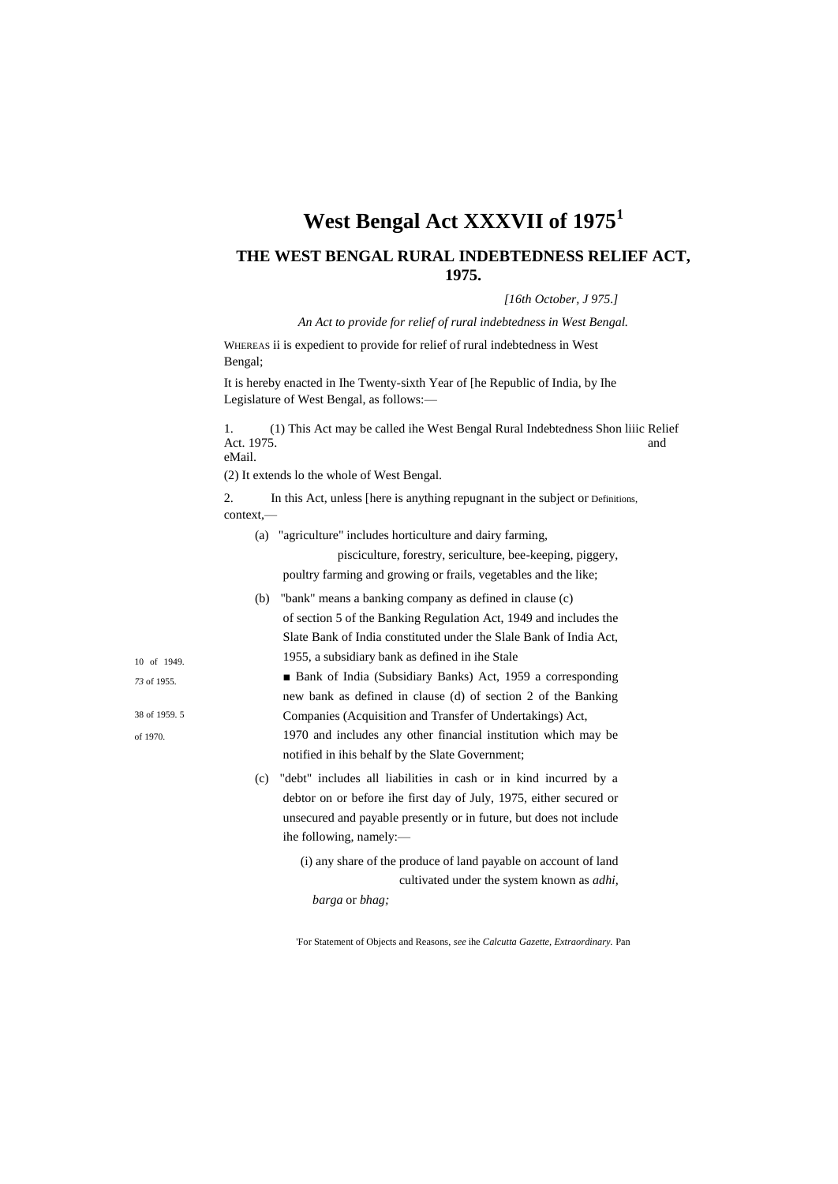# West Bengal Act XXXVII of 1975[1]

## THE WEST BENGAL RURAL INDEBTEDNESS RELIEF ACT, 1975.

*[16th October, J 975.]*

*An Act to provide for relief of rural indebtedness in West Bengal.*

WHEREAS ii is expedient to provide for relief of rural indebtedness in West Bengal;

It is hereby enacted in Ihe Twenty-sixth Year of [he Republic of India, by Ihe Legislature of West Bengal, as follows:—

1. (1) This Act may be called ihe West Bengal Rural Indebtedness Relief Act. 1975.

Shon liiic and eMail.

(2) It extends lo the whole of West Bengal.

2. In this Act, unless [here is anything repugnant in the subject or context,—

Definitions.

(a) "agriculture" includes horticulture and dairy farming, pisciculture, forestry, sericulture, bee-keeping, piggery, poultry farming and growing or frails, vegetables and the like;

(b) "bank" means a banking company as defined in clause (c) of section 5 of the Banking Regulation Act, 1949 and includes the Slate Bank of India constituted under the Slale Bank of India Act, 1955, a subsidiary bank as defined in ihe Stale ■ Bank of India (Subsidiary Banks) Act, 1959 a corresponding new bank as defined in clause (d) of section 2 of the Banking Companies (Acquisition and Transfer of Undertakings) Act, 1970 and includes any other financial institution which may be notified in ihis behalf by the Slate Government;

10 of 1949.
73 of 1955.
38 of 1959. 5 of 1970.

(c) "debt" includes all liabilities in cash or in kind incurred by a debtor on or before ihe first day of July, 1975, either secured or unsecured and payable presently or in future, but does not include ihe following, namely:—

(i) any share of the produce of land payable on account of land cultivated under the system known as *adhi, barga* or *bhag;*

[1]For Statement of Objects and Reasons, *see* ihe *Calcutta Gazette, Extraordinary.* Pan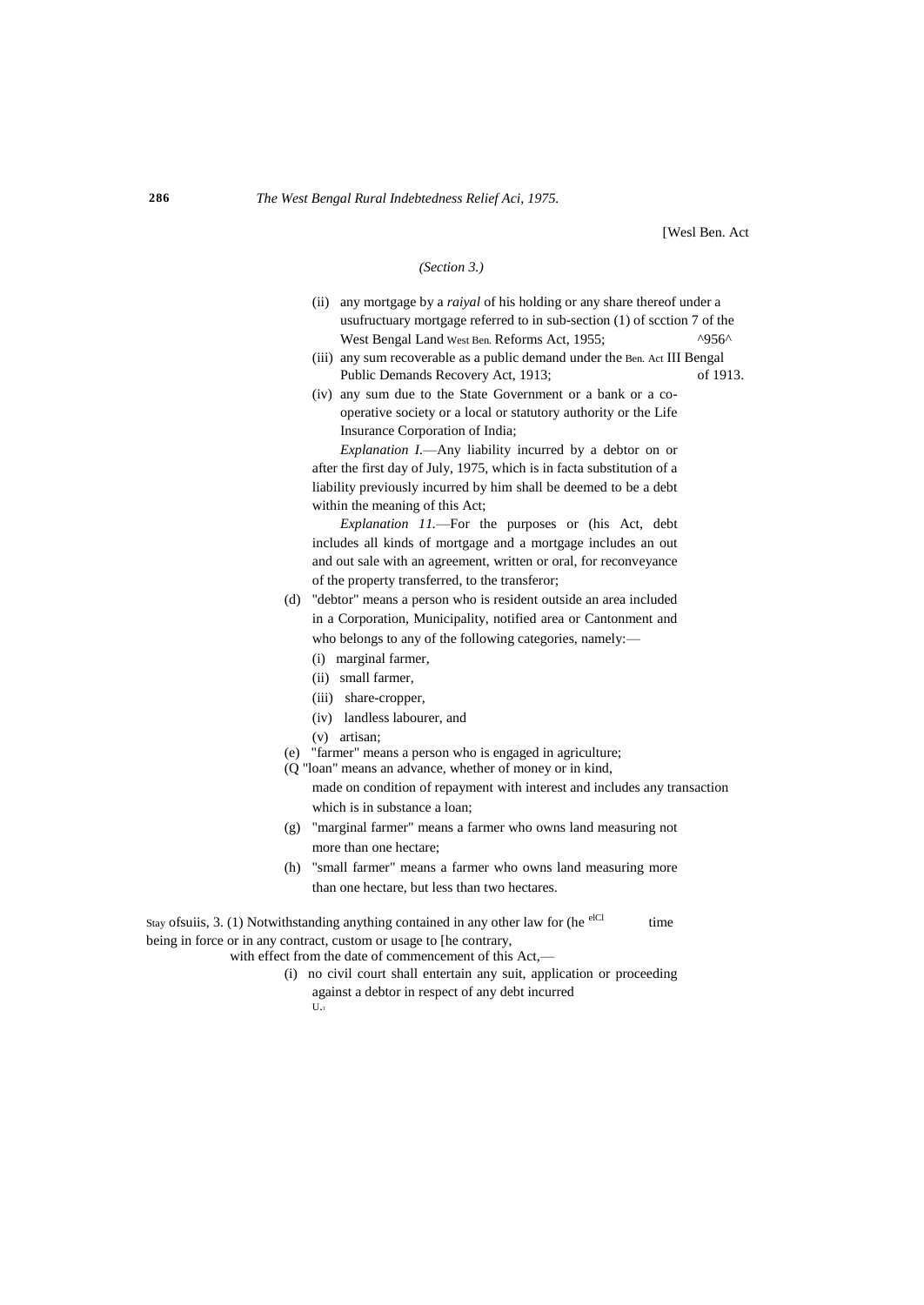[Wesl Ben. Act

*(Section 3.)*

(ii) any mortgage by a *raiyal* of his holding or any share thereof under a usufructuary mortgage referred to in sub-section (1) of scction 7 of the West Bengal Land Reforms Act, 1955; (West Ben. ^956^)

(iii) any sum recoverable as a public demand under the Bengal Public Demands Recovery Act, 1913; (Ben. Act III of 1913.)

(iv) any sum due to the State Government or a bank or a co-operative society or a local or statutory authority or the Life Insurance Corporation of India;

*Explanation I.*—Any liability incurred by a debtor on or after the first day of July, 1975, which is in facta substitution of a liability previously incurred by him shall be deemed to be a debt within the meaning of this Act;

*Explanation 11.*—For the purposes or (his Act, debt includes all kinds of mortgage and a mortgage includes an out and out sale with an agreement, written or oral, for reconveyance of the property transferred, to the transferor;

(d) "debtor" means a person who is resident outside an area included in a Corporation, Municipality, notified area or Cantonment and who belongs to any of the following categories, namely:—

(i) marginal farmer,

(ii) small farmer,

(iii) share-cropper,

(iv) landless labourer, and

(v) artisan;

(e) "farmer" means a person who is engaged in agriculture;

(Q "loan" means an advance, whether of money or in kind, made on condition of repayment with interest and includes any transaction which is in substance a loan;

(g) "marginal farmer" means a farmer who owns land measuring not more than one hectare;

(h) "small farmer" means a farmer who owns land measuring more than one hectare, but less than two hectares.

Stay ofsuiis, etCl

3. (1) Notwithstanding anything contained in any other law for (he time being in force or in any contract, custom or usage to [he contrary, with effect from the date of commencement of this Act,—

(i) no civil court shall entertain any suit, application or proceeding against a debtor in respect of any debt incurred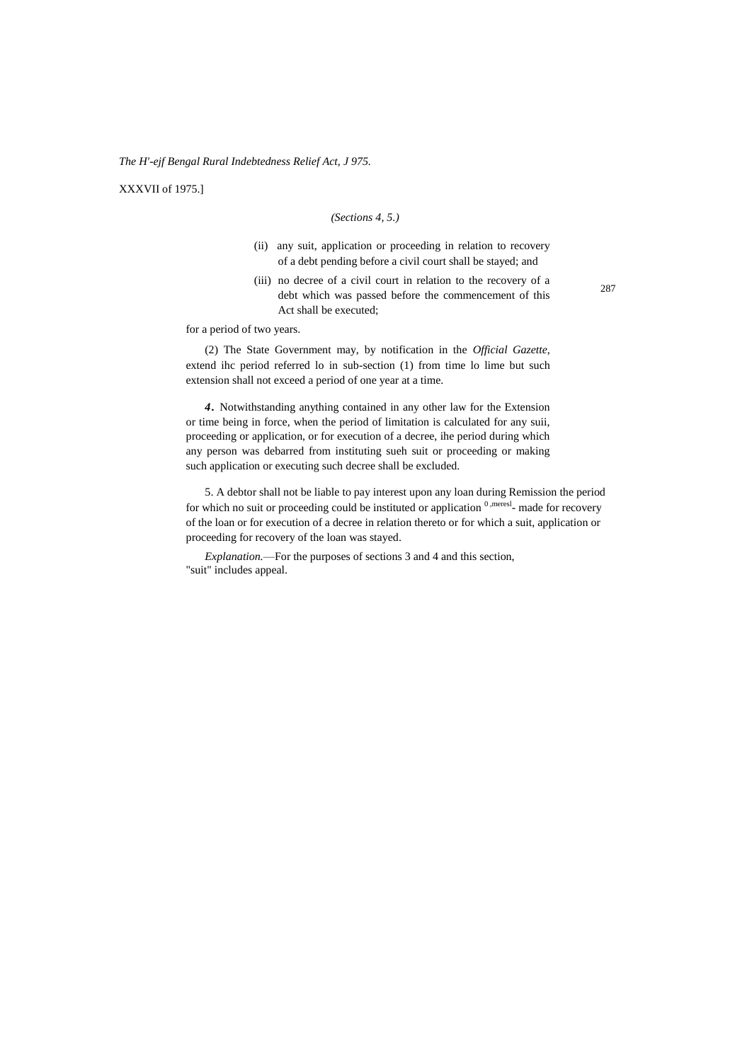(ii) any suit, application or proceeding in relation to recovery of a debt pending before a civil court shall be stayed; and

(iii) no decree of a civil court in relation to the recovery of a debt which was passed before the commencement of this Act shall be executed;

for a period of two years.

(2) The State Government may, by notification in the *Official Gazette,* extend ihc period referred lo in sub-section (1) from time lo lime but such extension shall not exceed a period of one year at a time.

***4***. Notwithstanding anything contained in any other law for the Extension or time being in force, when the period of limitation is calculated for any suii, proceeding or application, or for execution of a decree, ihe period during which any person was debarred from instituting sueh suit or proceeding or making such application or executing such decree shall be excluded.

5. A debtor shall not be liable to pay interest upon any loan during Remission the period for which no suit or proceeding could be instituted or application [0 ,meresl]- made for recovery of the loan or for execution of a decree in relation thereto or for which a suit, application or proceeding for recovery of the loan was stayed.

*Explanation.*—For the purposes of sections 3 and 4 and this section, "suit" includes appeal.